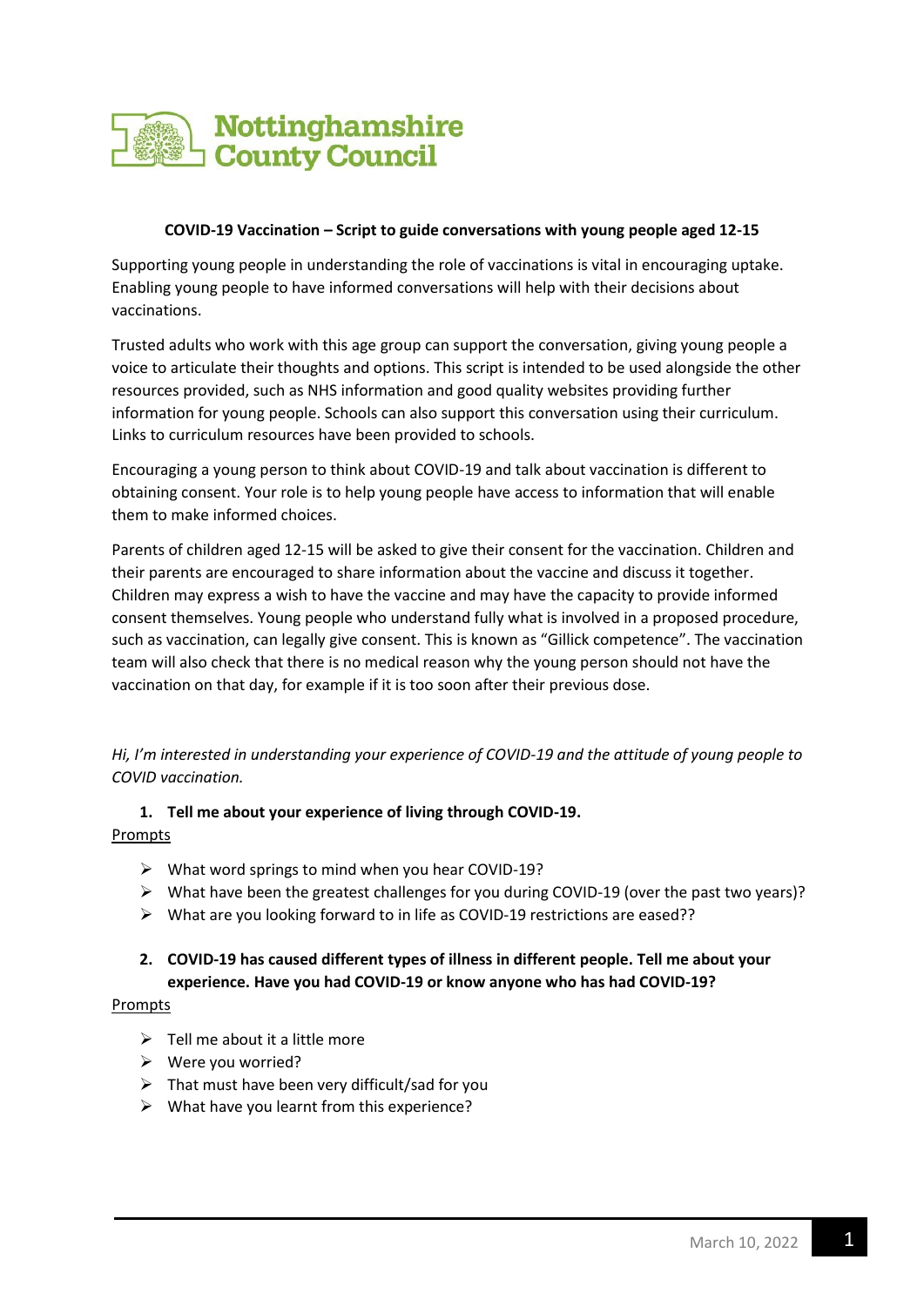Nottinghamshire County Council

**COVID-19 Vaccination – Script to guide conversations with young people aged 12-15**

Supporting young people in understanding the role of vaccinations is vital in encouraging uptake. Enabling young people to have informed conversations will help with their decisions about vaccinations.

Trusted adults who work with this age group can support the conversation, giving young people a voice to articulate their thoughts and options. This script is intended to be used alongside the other resources provided, such as NHS information and good quality websites providing further information for young people. Schools can also support this conversation using their curriculum. Links to curriculum resources have been provided to schools.

Encouraging a young person to think about COVID-19 and talk about vaccination is different to obtaining consent. Your role is to help young people have access to information that will enable them to make informed choices.

Parents of children aged 12-15 will be asked to give their consent for the vaccination. Children and their parents are encouraged to share information about the vaccine and discuss it together. Children may express a wish to have the vaccine and may have the capacity to provide informed consent themselves. Young people who understand fully what is involved in a proposed procedure, such as vaccination, can legally give consent. This is known as "Gillick competence". The vaccination team will also check that there is no medical reason why the young person should not have the vaccination on that day, for example if it is too soon after their previous dose.

*Hi, I'm interested in understanding your experience of COVID-19 and the attitude of young people to COVID vaccination.*

1. **Tell me about your experience of living through COVID-19.**

<u>Prompts</u>

- What word springs to mind when you hear COVID-19?
- What have been the greatest challenges for you during COVID-19 (over the past two years)?
- What are you looking forward to in life as COVID-19 restrictions are eased??

2. **COVID-19 has caused different types of illness in different people. Tell me about your experience. Have you had COVID-19 or know anyone who has had COVID-19?**

<u>Prompts</u>

- Tell me about it a little more
- Were you worried?
- That must have been very difficult/sad for you
- What have you learnt from this experience?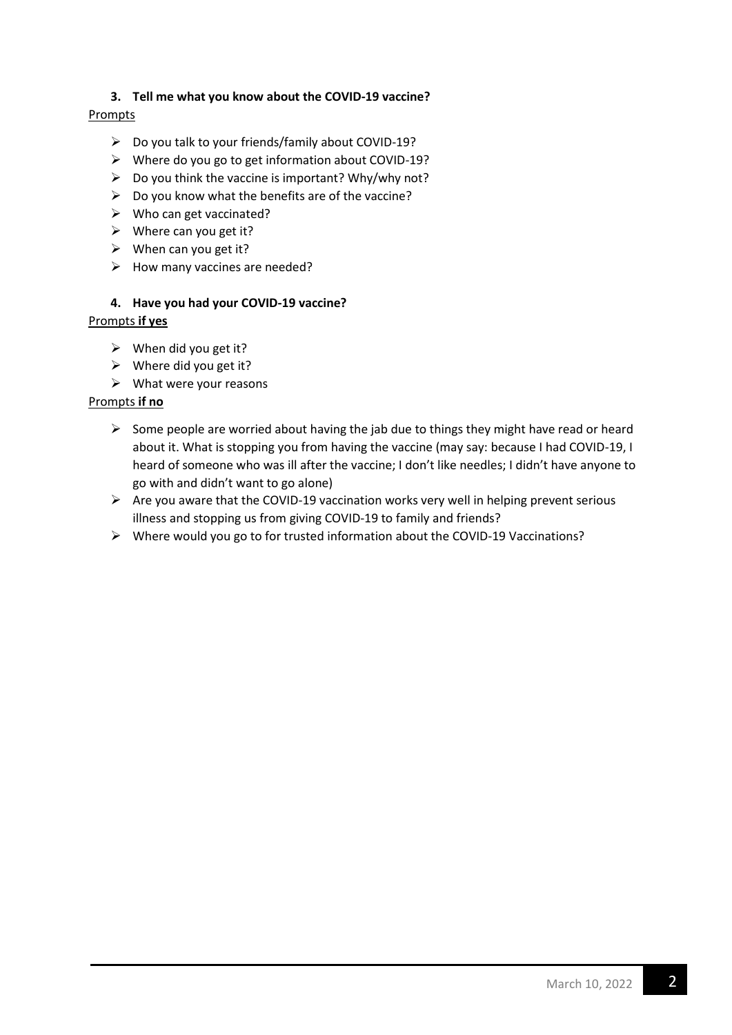**3. Tell me what you know about the COVID-19 vaccine?**

Prompts

- Do you talk to your friends/family about COVID-19?
- Where do you go to get information about COVID-19?
- Do you think the vaccine is important? Why/why not?
- Do you know what the benefits are of the vaccine?
- Who can get vaccinated?
- Where can you get it?
- When can you get it?
- How many vaccines are needed?

**4. Have you had your COVID-19 vaccine?**

Prompts **if yes**

- When did you get it?
- Where did you get it?
- What were your reasons

Prompts **if no**

- Some people are worried about having the jab due to things they might have read or heard about it. What is stopping you from having the vaccine (may say: because I had COVID-19, I heard of someone who was ill after the vaccine; I don't like needles; I didn't have anyone to go with and didn't want to go alone)
- Are you aware that the COVID-19 vaccination works very well in helping prevent serious illness and stopping us from giving COVID-19 to family and friends?
- Where would you go to for trusted information about the COVID-19 Vaccinations?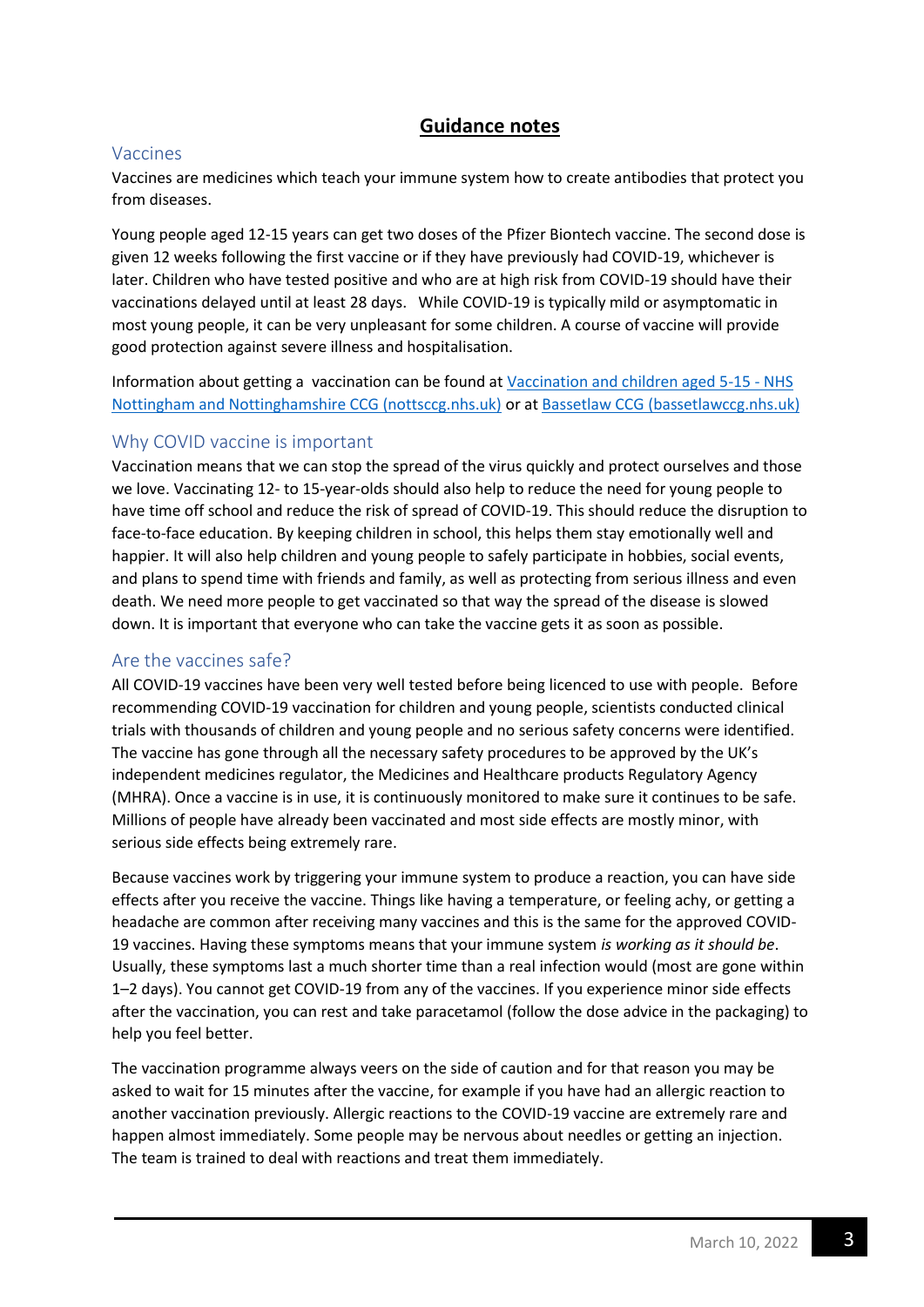# Guidance notes

## Vaccines

Vaccines are medicines which teach your immune system how to create antibodies that protect you from diseases.

Young people aged 12-15 years can get two doses of the Pfizer Biontech vaccine. The second dose is given 12 weeks following the first vaccine or if they have previously had COVID-19, whichever is later. Children who have tested positive and who are at high risk from COVID-19 should have their vaccinations delayed until at least 28 days. While COVID-19 is typically mild or asymptomatic in most young people, it can be very unpleasant for some children. A course of vaccine will provide good protection against severe illness and hospitalisation.

Information about getting a vaccination can be found at [Vaccination and children aged 5-15 - NHS Nottingham and Nottinghamshire CCG (nottsccg.nhs.uk)]() or at [Bassetlaw CCG (bassetlawccg.nhs.uk)]()

## Why COVID vaccine is important

Vaccination means that we can stop the spread of the virus quickly and protect ourselves and those we love. Vaccinating 12- to 15-year-olds should also help to reduce the need for young people to have time off school and reduce the risk of spread of COVID-19. This should reduce the disruption to face-to-face education. By keeping children in school, this helps them stay emotionally well and happier. It will also help children and young people to safely participate in hobbies, social events, and plans to spend time with friends and family, as well as protecting from serious illness and even death. We need more people to get vaccinated so that way the spread of the disease is slowed down. It is important that everyone who can take the vaccine gets it as soon as possible.

## Are the vaccines safe?

All COVID-19 vaccines have been very well tested before being licenced to use with people. Before recommending COVID-19 vaccination for children and young people, scientists conducted clinical trials with thousands of children and young people and no serious safety concerns were identified. The vaccine has gone through all the necessary safety procedures to be approved by the UK's independent medicines regulator, the Medicines and Healthcare products Regulatory Agency (MHRA). Once a vaccine is in use, it is continuously monitored to make sure it continues to be safe. Millions of people have already been vaccinated and most side effects are mostly minor, with serious side effects being extremely rare.

Because vaccines work by triggering your immune system to produce a reaction, you can have side effects after you receive the vaccine. Things like having a temperature, or feeling achy, or getting a headache are common after receiving many vaccines and this is the same for the approved COVID-19 vaccines. Having these symptoms means that your immune system *is working as it should be*. Usually, these symptoms last a much shorter time than a real infection would (most are gone within 1–2 days). You cannot get COVID-19 from any of the vaccines. If you experience minor side effects after the vaccination, you can rest and take paracetamol (follow the dose advice in the packaging) to help you feel better.

The vaccination programme always veers on the side of caution and for that reason you may be asked to wait for 15 minutes after the vaccine, for example if you have had an allergic reaction to another vaccination previously. Allergic reactions to the COVID-19 vaccine are extremely rare and happen almost immediately. Some people may be nervous about needles or getting an injection. The team is trained to deal with reactions and treat them immediately.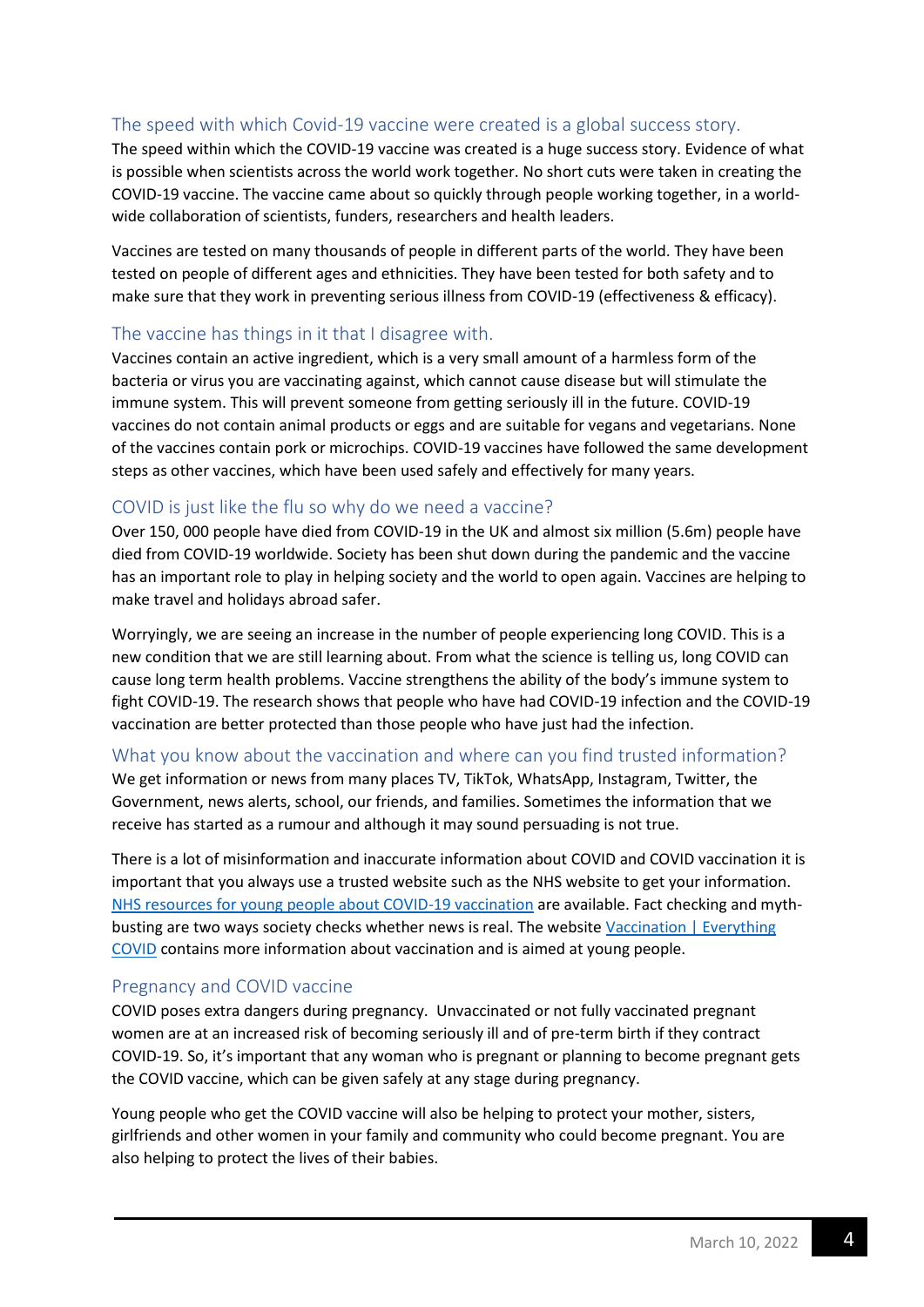## The speed with which Covid-19 vaccine were created is a global success story.

The speed within which the COVID-19 vaccine was created is a huge success story. Evidence of what is possible when scientists across the world work together. No short cuts were taken in creating the COVID-19 vaccine. The vaccine came about so quickly through people working together, in a world-wide collaboration of scientists, funders, researchers and health leaders.

Vaccines are tested on many thousands of people in different parts of the world. They have been tested on people of different ages and ethnicities. They have been tested for both safety and to make sure that they work in preventing serious illness from COVID-19 (effectiveness & efficacy).

## The vaccine has things in it that I disagree with.

Vaccines contain an active ingredient, which is a very small amount of a harmless form of the bacteria or virus you are vaccinating against, which cannot cause disease but will stimulate the immune system. This will prevent someone from getting seriously ill in the future. COVID-19 vaccines do not contain animal products or eggs and are suitable for vegans and vegetarians. None of the vaccines contain pork or microchips. COVID-19 vaccines have followed the same development steps as other vaccines, which have been used safely and effectively for many years.

## COVID is just like the flu so why do we need a vaccine?

Over 150, 000 people have died from COVID-19 in the UK and almost six million (5.6m) people have died from COVID-19 worldwide. Society has been shut down during the pandemic and the vaccine has an important role to play in helping society and the world to open again. Vaccines are helping to make travel and holidays abroad safer.

Worryingly, we are seeing an increase in the number of people experiencing long COVID. This is a new condition that we are still learning about. From what the science is telling us, long COVID can cause long term health problems. Vaccine strengthens the ability of the body's immune system to fight COVID-19. The research shows that people who have had COVID-19 infection and the COVID-19 vaccination are better protected than those people who have just had the infection.

## What you know about the vaccination and where can you find trusted information?

We get information or news from many places TV, TikTok, WhatsApp, Instagram, Twitter, the Government, news alerts, school, our friends, and families. Sometimes the information that we receive has started as a rumour and although it may sound persuading is not true.

There is a lot of misinformation and inaccurate information about COVID and COVID vaccination it is important that you always use a trusted website such as the NHS website to get your information. NHS resources for young people about COVID-19 vaccination are available. Fact checking and myth-busting are two ways society checks whether news is real. The website Vaccination | Everything COVID contains more information about vaccination and is aimed at young people.

## Pregnancy and COVID vaccine

COVID poses extra dangers during pregnancy. Unvaccinated or not fully vaccinated pregnant women are at an increased risk of becoming seriously ill and of pre-term birth if they contract COVID-19. So, it's important that any woman who is pregnant or planning to become pregnant gets the COVID vaccine, which can be given safely at any stage during pregnancy.

Young people who get the COVID vaccine will also be helping to protect your mother, sisters, girlfriends and other women in your family and community who could become pregnant. You are also helping to protect the lives of their babies.